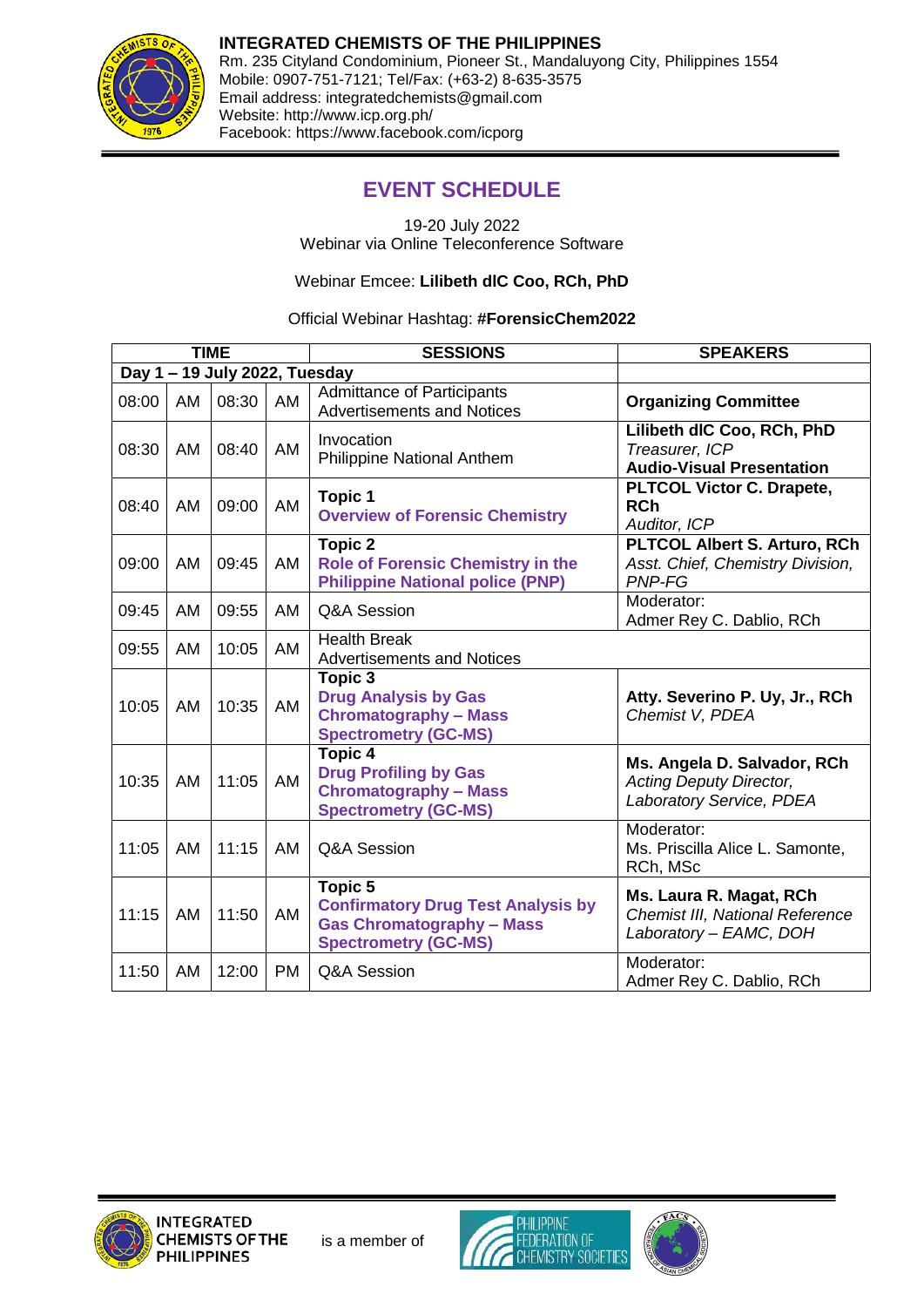**INTEGRATED CHEMISTS OF THE PHILIPPINES**
Rm. 235 Cityland Condominium, Pioneer St., Mandaluyong City, Philippines 1554
Mobile: 0907-751-7121; Tel/Fax: (+63-2) 8-635-3575
Email address: integratedchemists@gmail.com
Website: http://www.icp.org.ph/
Facebook: https://www.facebook.com/icporg

# EVENT SCHEDULE

19-20 July 2022
Webinar via Online Teleconference Software

Webinar Emcee: **Lilibeth dlC Coo, RCh, PhD**

Official Webinar Hashtag: **#ForensicChem2022**

| TIME | | | | SESSIONS | SPEAKERS |
|---|---|---|---|---|---|
| **Day 1 – 19 July 2022, Tuesday** | | | | | |
| 08:00 | AM | 08:30 | AM | Admittance of Participants<br>Advertisements and Notices | **Organizing Committee** |
| 08:30 | AM | 08:40 | AM | Invocation<br>Philippine National Anthem | **Lilibeth dlC Coo, RCh, PhD**<br>*Treasurer, ICP*<br>**Audio-Visual Presentation** |
| 08:40 | AM | 09:00 | AM | **Topic 1**<br>**Overview of Forensic Chemistry** | **PLTCOL Victor C. Drapete, RCh**<br>*Auditor, ICP* |
| 09:00 | AM | 09:45 | AM | **Topic 2**<br>**Role of Forensic Chemistry in the Philippine National police (PNP)** | **PLTCOL Albert S. Arturo, RCh**<br>*Asst. Chief, Chemistry Division, PNP-FG* |
| 09:45 | AM | 09:55 | AM | Q&A Session | Moderator:<br>Admer Rey C. Dablio, RCh |
| 09:55 | AM | 10:05 | AM | Health Break<br>Advertisements and Notices | |
| 10:05 | AM | 10:35 | AM | **Topic 3**<br>**Drug Analysis by Gas Chromatography – Mass Spectrometry (GC-MS)** | **Atty. Severino P. Uy, Jr., RCh**<br>*Chemist V, PDEA* |
| 10:35 | AM | 11:05 | AM | **Topic 4**<br>**Drug Profiling by Gas Chromatography – Mass Spectrometry (GC-MS)** | **Ms. Angela D. Salvador, RCh**<br>*Acting Deputy Director, Laboratory Service, PDEA* |
| 11:05 | AM | 11:15 | AM | Q&A Session | Moderator:<br>Ms. Priscilla Alice L. Samonte, RCh, MSc |
| 11:15 | AM | 11:50 | AM | **Topic 5**<br>**Confirmatory Drug Test Analysis by Gas Chromatography – Mass Spectrometry (GC-MS)** | **Ms. Laura R. Magat, RCh**<br>*Chemist III, National Reference Laboratory – EAMC, DOH* |
| 11:50 | AM | 12:00 | PM | Q&A Session | Moderator:<br>Admer Rey C. Dablio, RCh |

INTEGRATED CHEMISTS OF THE PHILIPPINES is a member of PHILIPPINE FEDERATION OF CHEMISTRY SOCIETIES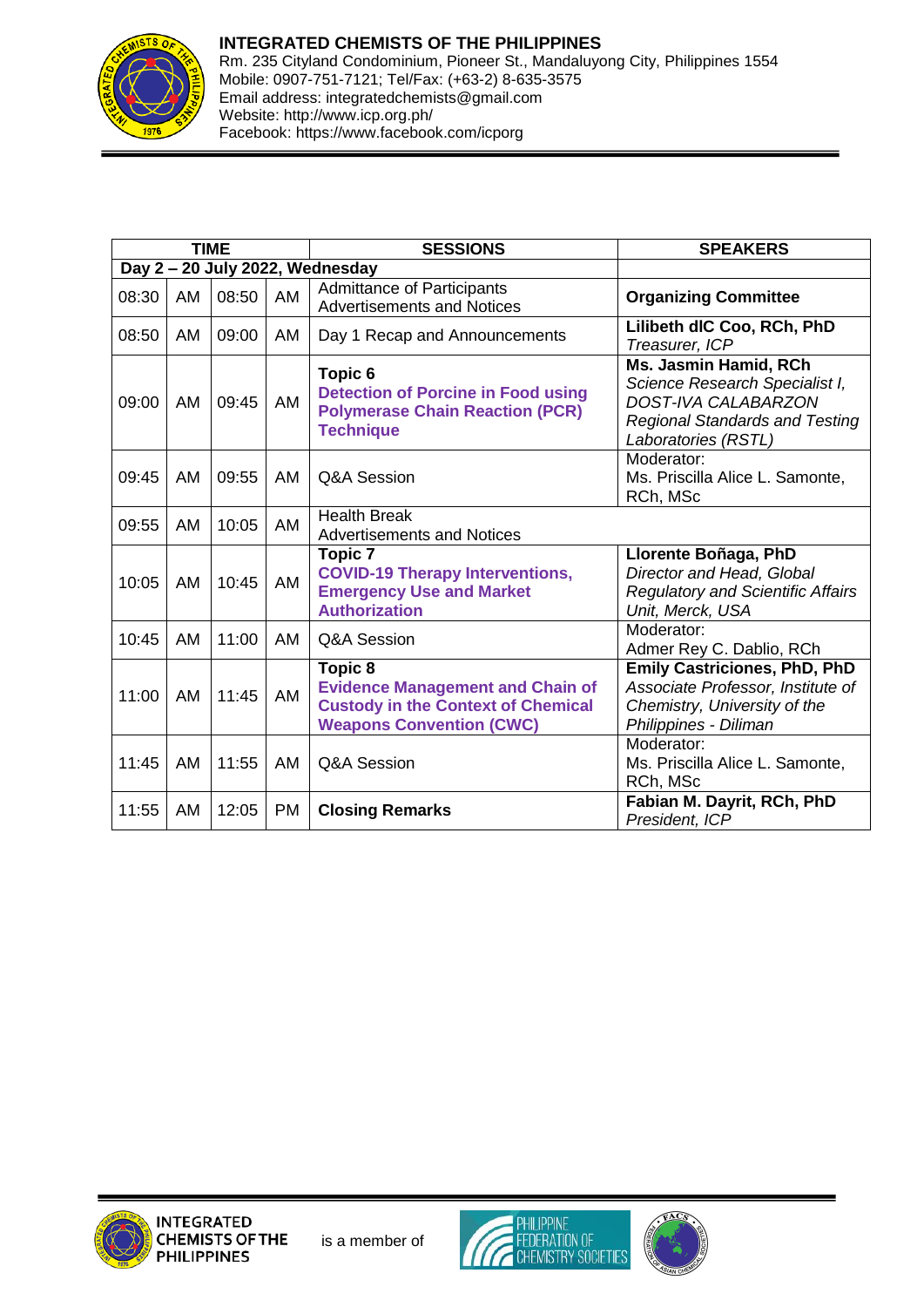**INTEGRATED CHEMISTS OF THE PHILIPPINES**
Rm. 235 Cityland Condominium, Pioneer St., Mandaluyong City, Philippines 1554
Mobile: 0907-751-7121; Tel/Fax: (+63-2) 8-635-3575
Email address: integratedchemists@gmail.com
Website: http://www.icp.org.ph/
Facebook: https://www.facebook.com/icporg

| TIME | | | | SESSIONS | SPEAKERS |
|---|---|---|---|---|---|
| **Day 2 – 20 July 2022, Wednesday** | | | | | |
| 08:30 | AM | 08:50 | AM | Admittance of Participants<br>Advertisements and Notices | **Organizing Committee** |
| 08:50 | AM | 09:00 | AM | Day 1 Recap and Announcements | **Lilibeth dlC Coo, RCh, PhD**<br>*Treasurer, ICP* |
| 09:00 | AM | 09:45 | AM | **Topic 6**<br>**Detection of Porcine in Food using Polymerase Chain Reaction (PCR) Technique** | **Ms. Jasmin Hamid, RCh**<br>*Science Research Specialist I, DOST-IVA CALABARZON Regional Standards and Testing Laboratories (RSTL)* |
| 09:45 | AM | 09:55 | AM | Q&A Session | Moderator:<br>Ms. Priscilla Alice L. Samonte, RCh, MSc |
| 09:55 | AM | 10:05 | AM | Health Break<br>Advertisements and Notices | |
| 10:05 | AM | 10:45 | AM | **Topic 7**<br>**COVID-19 Therapy Interventions, Emergency Use and Market Authorization** | **Llorente Boñaga, PhD**<br>*Director and Head, Global Regulatory and Scientific Affairs Unit, Merck, USA* |
| 10:45 | AM | 11:00 | AM | Q&A Session | Moderator:<br>Admer Rey C. Dablio, RCh |
| 11:00 | AM | 11:45 | AM | **Topic 8**<br>**Evidence Management and Chain of Custody in the Context of Chemical Weapons Convention (CWC)** | **Emily Castriciones, PhD, PhD**<br>*Associate Professor, Institute of Chemistry, University of the Philippines - Diliman* |
| 11:45 | AM | 11:55 | AM | Q&A Session | Moderator:<br>Ms. Priscilla Alice L. Samonte, RCh, MSc |
| 11:55 | AM | 12:05 | PM | **Closing Remarks** | **Fabian M. Dayrit, RCh, PhD**<br>*President, ICP* |

INTEGRATED CHEMISTS OF THE PHILIPPINES is a member of PHILIPPINE FEDERATION OF CHEMISTRY SOCIETIES